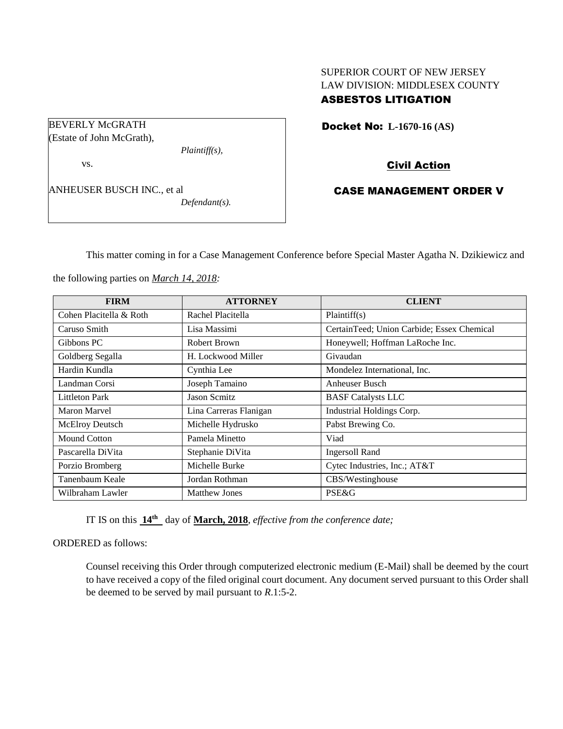SUPERIOR COURT OF NEW JERSEY
LAW DIVISION: MIDDLESEX COUNTY
**ASBESTOS LITIGATION**

BEVERLY McGRATH
(Estate of John McGrath),
*Plaintiff(s),*

vs.

ANHEUSER BUSCH INC., et al
*Defendant(s).*

**Docket No: L-1670-16 (AS)**

**Civil Action**

**CASE MANAGEMENT ORDER V**

This matter coming in for a Case Management Conference before Special Master Agatha N. Dzikiewicz and the following parties on *March 14, 2018:*

| FIRM | ATTORNEY | CLIENT |
|---|---|---|
| Cohen Placitella & Roth | Rachel Placitella | Plaintiff(s) |
| Caruso Smith | Lisa Massimi | CertainTeed; Union Carbide; Essex Chemical |
| Gibbons PC | Robert Brown | Honeywell; Hoffman LaRoche Inc. |
| Goldberg Segalla | H. Lockwood Miller | Givaudan |
| Hardin Kundla | Cynthia Lee | Mondelez International, Inc. |
| Landman Corsi | Joseph Tamaino | Anheuser Busch |
| Littleton Park | Jason Scmitz | BASF Catalysts LLC |
| Maron Marvel | Lina Carreras Flanigan | Industrial Holdings Corp. |
| McElroy Deutsch | Michelle Hydrusko | Pabst Brewing Co. |
| Mound Cotton | Pamela Minetto | Viad |
| Pascarella DiVita | Stephanie DiVita | Ingersoll Rand |
| Porzio Bromberg | Michelle Burke | Cytec Industries, Inc.; AT&T |
| Tanenbaum Keale | Jordan Rothman | CBS/Westinghouse |
| Wilbraham Lawler | Matthew Jones | PSE&G |

IT IS on this **14th** day of **March, 2018**, *effective from the conference date;*

ORDERED as follows:

Counsel receiving this Order through computerized electronic medium (E-Mail) shall be deemed by the court to have received a copy of the filed original court document. Any document served pursuant to this Order shall be deemed to be served by mail pursuant to *R*.1:5-2.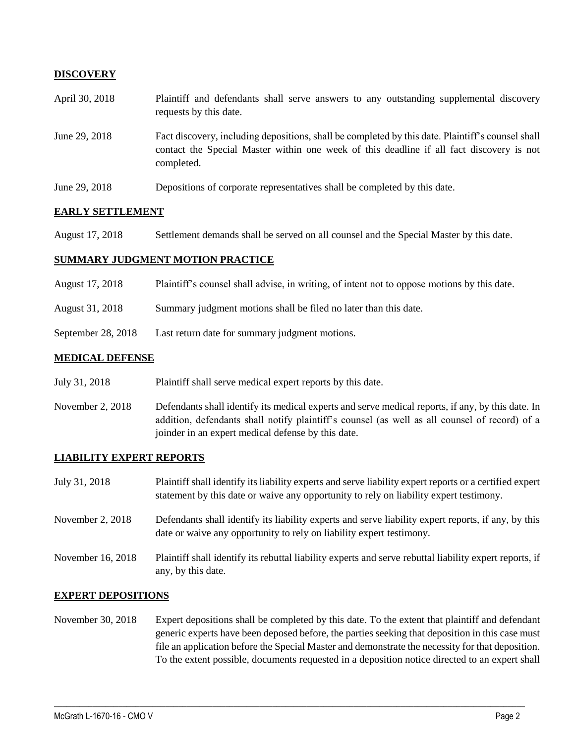## DISCOVERY

| | |
|---|---|
| April 30, 2018 | Plaintiff and defendants shall serve answers to any outstanding supplemental discovery requests by this date. |
| June 29, 2018 | Fact discovery, including depositions, shall be completed by this date. Plaintiff's counsel shall contact the Special Master within one week of this deadline if all fact discovery is not completed. |
| June 29, 2018 | Depositions of corporate representatives shall be completed by this date. |

## EARLY SETTLEMENT

| | |
|---|---|
| August 17, 2018 | Settlement demands shall be served on all counsel and the Special Master by this date. |

## SUMMARY JUDGMENT MOTION PRACTICE

| | |
|---|---|
| August 17, 2018 | Plaintiff's counsel shall advise, in writing, of intent not to oppose motions by this date. |
| August 31, 2018 | Summary judgment motions shall be filed no later than this date. |
| September 28, 2018 | Last return date for summary judgment motions. |

## MEDICAL DEFENSE

| | |
|---|---|
| July 31, 2018 | Plaintiff shall serve medical expert reports by this date. |
| November 2, 2018 | Defendants shall identify its medical experts and serve medical reports, if any, by this date. In addition, defendants shall notify plaintiff's counsel (as well as all counsel of record) of a joinder in an expert medical defense by this date. |

## LIABILITY EXPERT REPORTS

| | |
|---|---|
| July 31, 2018 | Plaintiff shall identify its liability experts and serve liability expert reports or a certified expert statement by this date or waive any opportunity to rely on liability expert testimony. |
| November 2, 2018 | Defendants shall identify its liability experts and serve liability expert reports, if any, by this date or waive any opportunity to rely on liability expert testimony. |
| November 16, 2018 | Plaintiff shall identify its rebuttal liability experts and serve rebuttal liability expert reports, if any, by this date. |

## EXPERT DEPOSITIONS

| | |
|---|---|
| November 30, 2018 | Expert depositions shall be completed by this date. To the extent that plaintiff and defendant generic experts have been deposed before, the parties seeking that deposition in this case must file an application before the Special Master and demonstrate the necessity for that deposition. To the extent possible, documents requested in a deposition notice directed to an expert shall |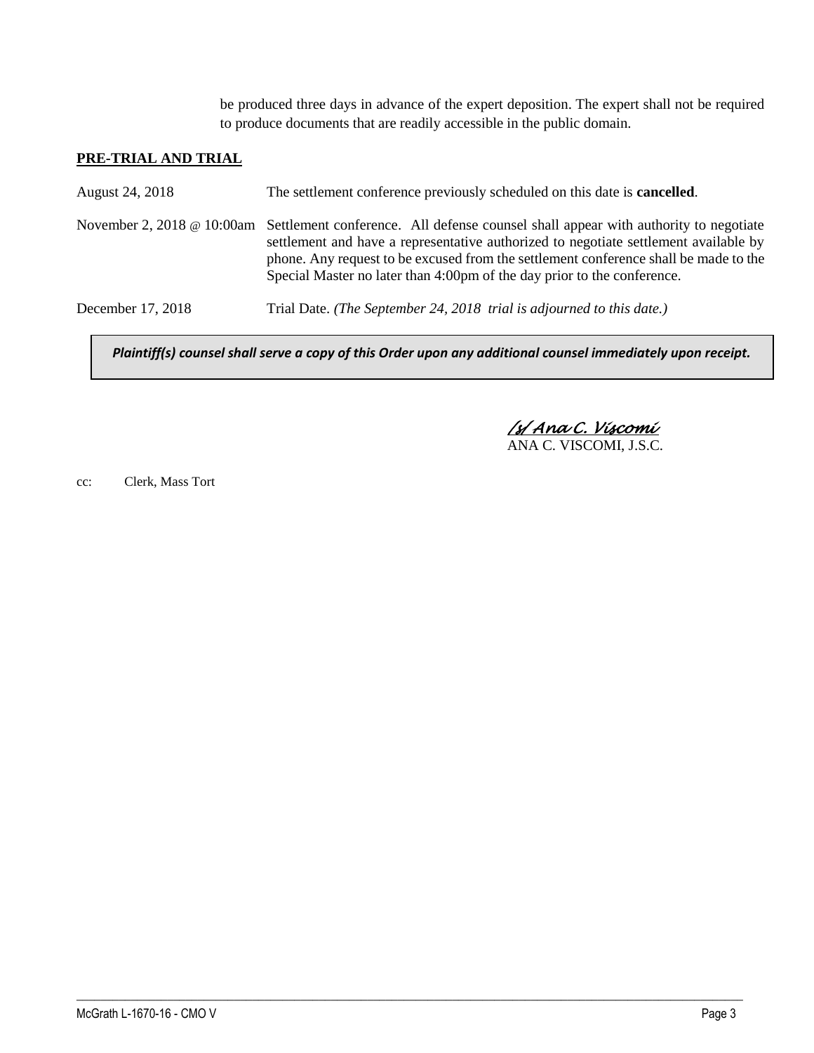be produced three days in advance of the expert deposition. The expert shall not be required to produce documents that are readily accessible in the public domain.

**PRE-TRIAL AND TRIAL**

| | |
|---|---|
| August 24, 2018 | The settlement conference previously scheduled on this date is **cancelled**. |
| November 2, 2018 @ 10:00am | Settlement conference. All defense counsel shall appear with authority to negotiate settlement and have a representative authorized to negotiate settlement available by phone. Any request to be excused from the settlement conference shall be made to the Special Master no later than 4:00pm of the day prior to the conference. |
| December 17, 2018 | Trial Date. *(The September 24, 2018 trial is adjourned to this date.)* |

***Plaintiff(s) counsel shall serve a copy of this Order upon any additional counsel immediately upon receipt.***

*/s/ Ana C. Viscomi*
ANA C. VISCOMI, J.S.C.

cc: Clerk, Mass Tort